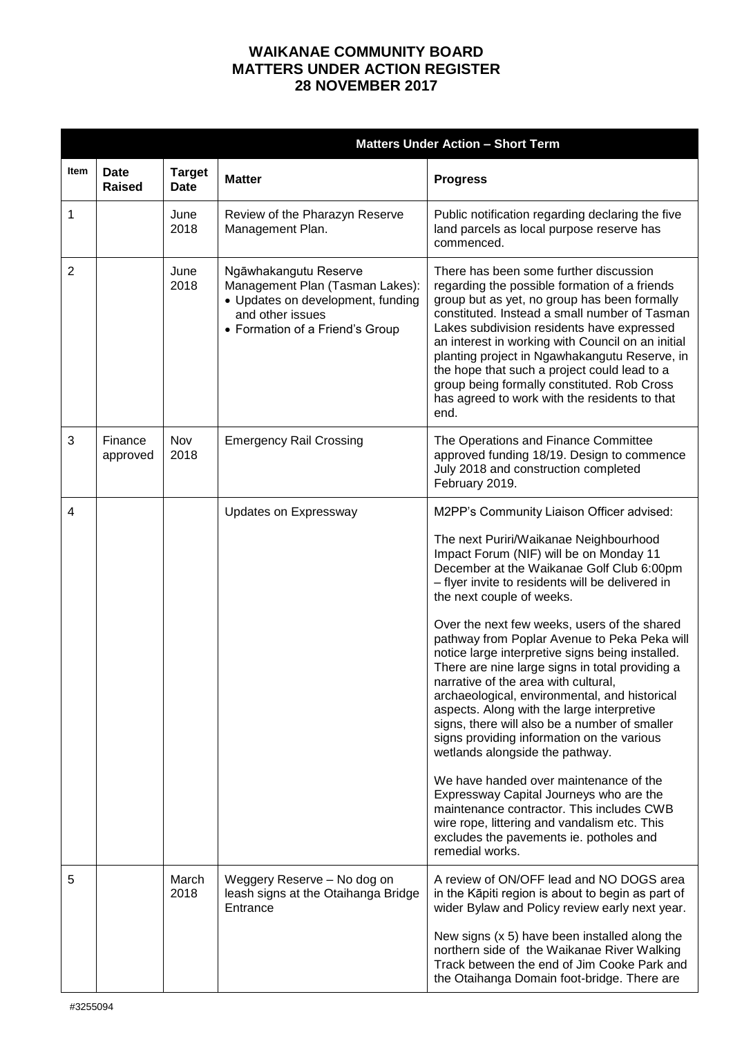# WAIKANAE COMMUNITY BOARD
# MATTERS UNDER ACTION REGISTER
# 28 NOVEMBER 2017

| | | | **Matters Under Action – Short Term** | |
|---|---|---|---|---|
| **Item** | **Date Raised** | **Target Date** | **Matter** | **Progress** |
| 1 | | June 2018 | Review of the Pharazyn Reserve Management Plan. | Public notification regarding declaring the five land parcels as local purpose reserve has commenced. |
| 2 | | June 2018 | Ngāwhakangutu Reserve Management Plan (Tasman Lakes):<br>• Updates on development, funding and other issues<br>• Formation of a Friend's Group | There has been some further discussion regarding the possible formation of a friends group but as yet, no group has been formally constituted. Instead a small number of Tasman Lakes subdivision residents have expressed an interest in working with Council on an initial planting project in Ngawhakangutu Reserve, in the hope that such a project could lead to a group being formally constituted. Rob Cross has agreed to work with the residents to that end. |
| 3 | Finance approved | Nov 2018 | Emergency Rail Crossing | The Operations and Finance Committee approved funding 18/19. Design to commence July 2018 and construction completed February 2019. |
| 4 | | | Updates on Expressway | M2PP's Community Liaison Officer advised:<br><br>The next Puriri/Waikanae Neighbourhood Impact Forum (NIF) will be on Monday 11 December at the Waikanae Golf Club 6:00pm – flyer invite to residents will be delivered in the next couple of weeks.<br><br>Over the next few weeks, users of the shared pathway from Poplar Avenue to Peka Peka will notice large interpretive signs being installed. There are nine large signs in total providing a narrative of the area with cultural, archaeological, environmental, and historical aspects. Along with the large interpretive signs, there will also be a number of smaller signs providing information on the various wetlands alongside the pathway.<br><br>We have handed over maintenance of the Expressway Capital Journeys who are the maintenance contractor. This includes CWB wire rope, littering and vandalism etc. This excludes the pavements ie. potholes and remedial works. |
| 5 | | March 2018 | Weggery Reserve – No dog on leash signs at the Otaihanga Bridge Entrance | A review of ON/OFF lead and NO DOGS area in the Kāpiti region is about to begin as part of wider Bylaw and Policy review early next year.<br><br>New signs (x 5) have been installed along the northern side of the Waikanae River Walking Track between the end of Jim Cooke Park and the Otaihanga Domain foot-bridge. There are |

#3255094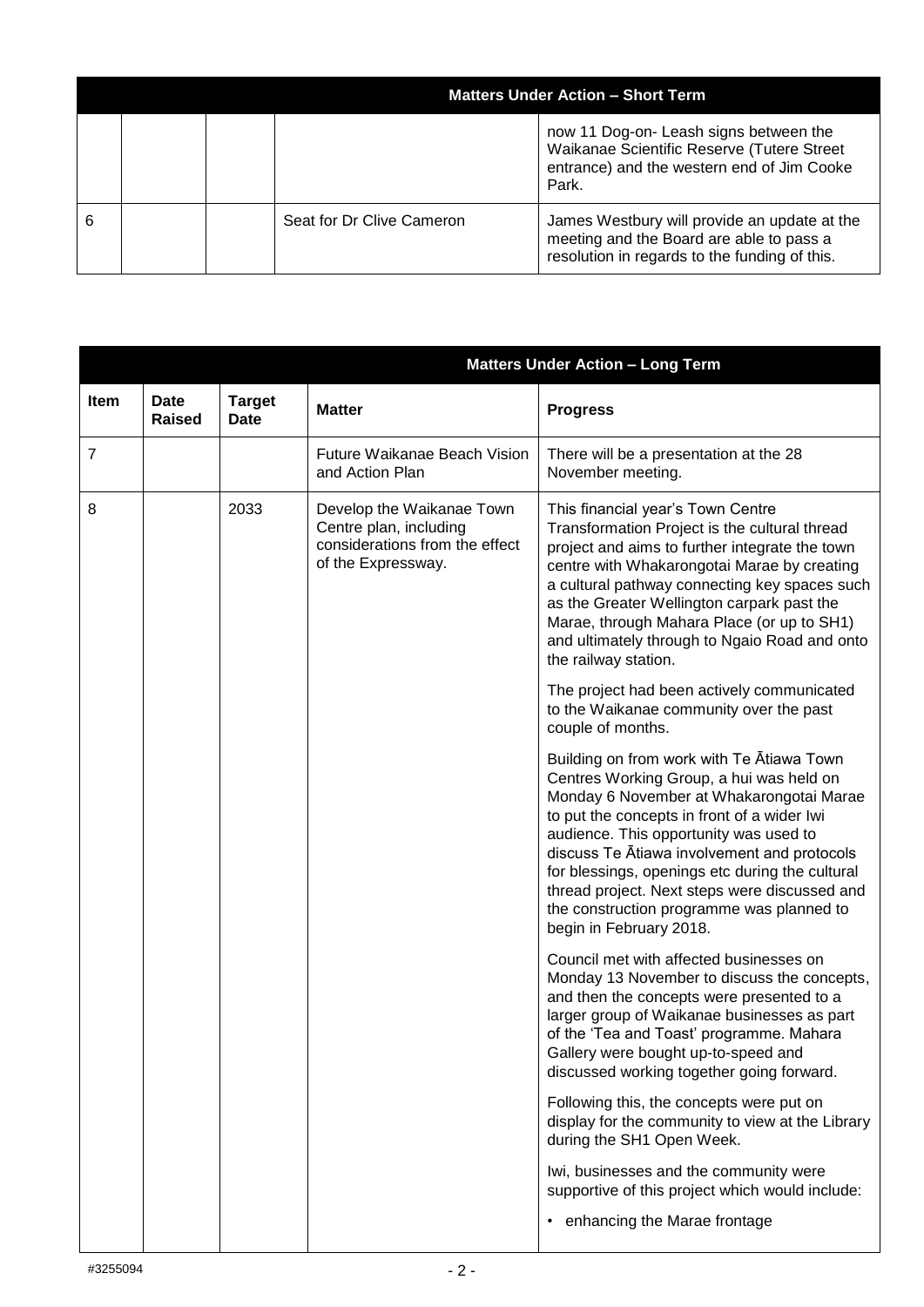| Matters Under Action – Short Term | | | | |
|---|---|---|---|---|
| | | | | now 11 Dog-on- Leash signs between the Waikanae Scientific Reserve (Tutere Street entrance) and the western end of Jim Cooke Park. |
| 6 | | | Seat for Dr Clive Cameron | James Westbury will provide an update at the meeting and the Board are able to pass a resolution in regards to the funding of this. |

| Matters Under Action – Long Term | | | | |
|---|---|---|---|---|
| **Item** | **Date Raised** | **Target Date** | **Matter** | **Progress** |
| 7 | | | Future Waikanae Beach Vision and Action Plan | There will be a presentation at the 28 November meeting. |
| 8 | | 2033 | Develop the Waikanae Town Centre plan, including considerations from the effect of the Expressway. | This financial year's Town Centre Transformation Project is the cultural thread project and aims to further integrate the town centre with Whakarongotai Marae by creating a cultural pathway connecting key spaces such as the Greater Wellington carpark past the Marae, through Mahara Place (or up to SH1) and ultimately through to Ngaio Road and onto the railway station.<br><br>The project had been actively communicated to the Waikanae community over the past couple of months.<br><br>Building on from work with Te Ātiawa Town Centres Working Group, a hui was held on Monday 6 November at Whakarongotai Marae to put the concepts in front of a wider Iwi audience. This opportunity was used to discuss Te Ātiawa involvement and protocols for blessings, openings etc during the cultural thread project. Next steps were discussed and the construction programme was planned to begin in February 2018.<br><br>Council met with affected businesses on Monday 13 November to discuss the concepts, and then the concepts were presented to a larger group of Waikanae businesses as part of the 'Tea and Toast' programme. Mahara Gallery were bought up-to-speed and discussed working together going forward.<br><br>Following this, the concepts were put on display for the community to view at the Library during the SH1 Open Week.<br><br>Iwi, businesses and the community were supportive of this project which would include:<br><br>• enhancing the Marae frontage |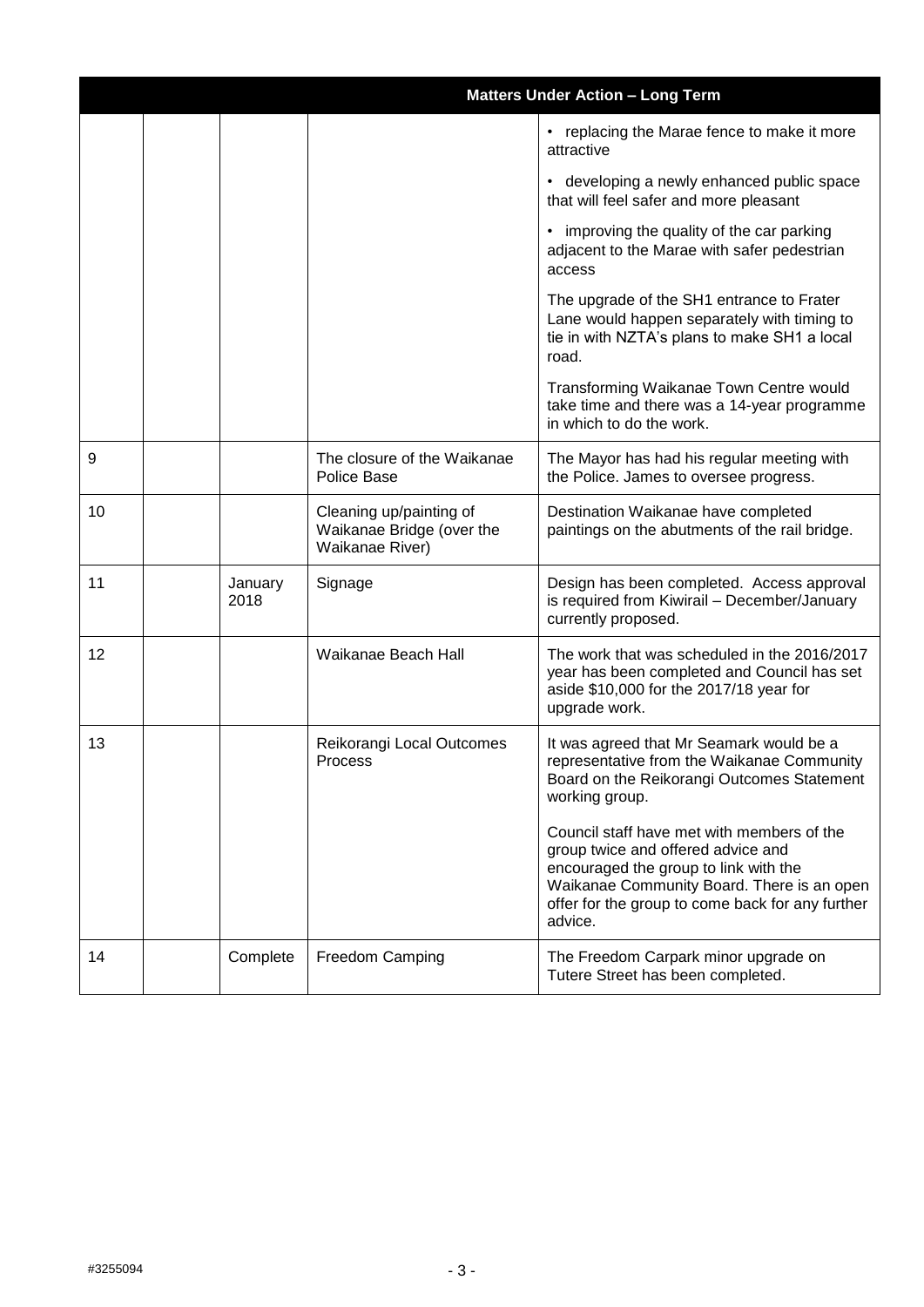| Matters Under Action – Long Term | | | | |
|---|---|---|---|---|
| | | | | • replacing the Marae fence to make it more attractive<br><br>• developing a newly enhanced public space that will feel safer and more pleasant<br><br>• improving the quality of the car parking adjacent to the Marae with safer pedestrian access<br><br>The upgrade of the SH1 entrance to Frater Lane would happen separately with timing to tie in with NZTA's plans to make SH1 a local road.<br><br>Transforming Waikanae Town Centre would take time and there was a 14-year programme in which to do the work. |
| 9 | | | The closure of the Waikanae Police Base | The Mayor has had his regular meeting with the Police. James to oversee progress. |
| 10 | | | Cleaning up/painting of Waikanae Bridge (over the Waikanae River) | Destination Waikanae have completed paintings on the abutments of the rail bridge. |
| 11 | | January 2018 | Signage | Design has been completed. Access approval is required from Kiwirail – December/January currently proposed. |
| 12 | | | Waikanae Beach Hall | The work that was scheduled in the 2016/2017 year has been completed and Council has set aside $10,000 for the 2017/18 year for upgrade work. |
| 13 | | | Reikorangi Local Outcomes Process | It was agreed that Mr Seamark would be a representative from the Waikanae Community Board on the Reikorangi Outcomes Statement working group.<br><br>Council staff have met with members of the group twice and offered advice and encouraged the group to link with the Waikanae Community Board. There is an open offer for the group to come back for any further advice. |
| 14 | | Complete | Freedom Camping | The Freedom Carpark minor upgrade on Tutere Street has been completed. |

#3255094